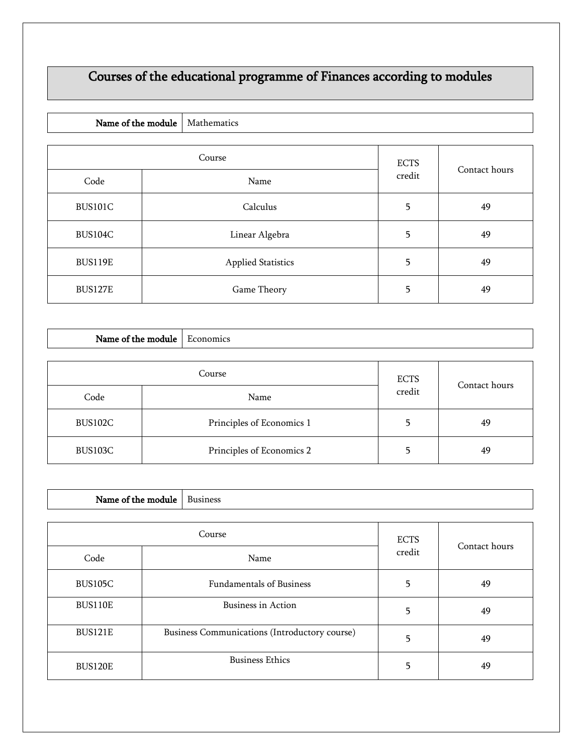# Courses of the educational programme of Finances according to modules

| **Name of the module** | Mathematics |
|---|---|

| Course | | ECTS credit | Contact hours |
|---|---|---|---|
| Code | Name | | |
| BUS101C | Calculus | 5 | 49 |
| BUS104C | Linear Algebra | 5 | 49 |
| BUS119E | Applied Statistics | 5 | 49 |
| BUS127E | Game Theory | 5 | 49 |

| **Name of the module** | Economics |
|---|---|

| Course | | ECTS credit | Contact hours |
|---|---|---|---|
| Code | Name | | |
| BUS102C | Principles of Economics 1 | 5 | 49 |
| BUS103C | Principles of Economics 2 | 5 | 49 |

| **Name of the module** | Business |
|---|---|

| Course | | ECTS credit | Contact hours |
|---|---|---|---|
| Code | Name | | |
| BUS105C | Fundamentals of Business | 5 | 49 |
| BUS110E | Business in Action | 5 | 49 |
| BUS121E | Business Communications (Introductory course) | 5 | 49 |
| BUS120E | Business Ethics | 5 | 49 |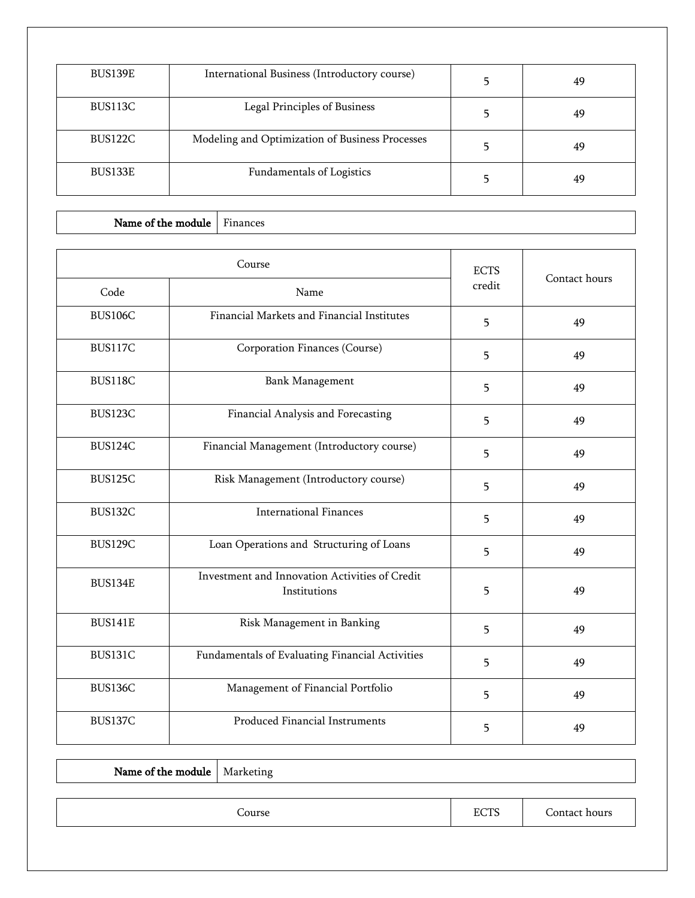| BUS139E | International Business (Introductory course) | 5 | 49 |
|---|---|---|---|
| BUS113C | Legal Principles of Business | 5 | 49 |
| BUS122C | Modeling and Optimization of Business Processes | 5 | 49 |
| BUS133E | Fundamentals of Logistics | 5 | 49 |

| **Name of the module** | Finances |
|---|---|

| Course | | ECTS credit | Contact hours |
|---|---|---|---|
| Code | Name | | |
| BUS106C | Financial Markets and Financial Institutes | 5 | 49 |
| BUS117C | Corporation Finances (Course) | 5 | 49 |
| BUS118C | Bank Management | 5 | 49 |
| BUS123C | Financial Analysis and Forecasting | 5 | 49 |
| BUS124C | Financial Management (Introductory course) | 5 | 49 |
| BUS125C | Risk Management (Introductory course) | 5 | 49 |
| BUS132C | International Finances | 5 | 49 |
| BUS129C | Loan Operations and Structuring of Loans | 5 | 49 |
| BUS134E | Investment and Innovation Activities of Credit Institutions | 5 | 49 |
| BUS141E | Risk Management in Banking | 5 | 49 |
| BUS131C | Fundamentals of Evaluating Financial Activities | 5 | 49 |
| BUS136C | Management of Financial Portfolio | 5 | 49 |
| BUS137C | Produced Financial Instruments | 5 | 49 |

| **Name of the module** | Marketing |
|---|---|

| Course | ECTS | Contact hours |
|---|---|---|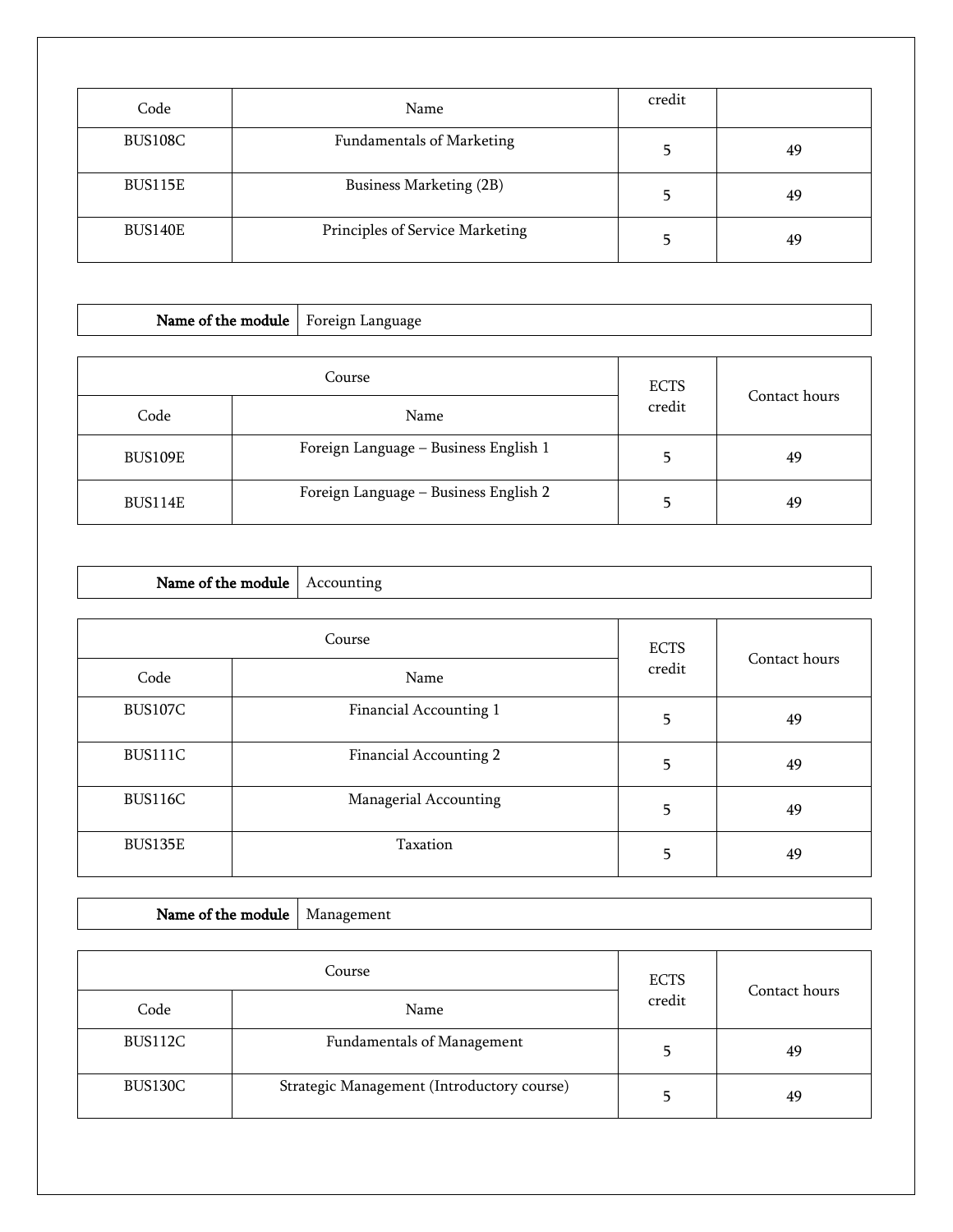| Code | Name | credit | |
|---|---|---|---|
| BUS108C | Fundamentals of Marketing | 5 | 49 |
| BUS115E | Business Marketing (2B) | 5 | 49 |
| BUS140E | Principles of Service Marketing | 5 | 49 |

| **Name of the module** | Foreign Language |
|---|---|

| Course | | ECTS credit | Contact hours |
|---|---|---|---|
| Code | Name | | |
| BUS109E | Foreign Language – Business English 1 | 5 | 49 |
| BUS114E | Foreign Language – Business English 2 | 5 | 49 |

| **Name of the module** | Accounting |
|---|---|

| Course | | ECTS credit | Contact hours |
|---|---|---|---|
| Code | Name | | |
| BUS107C | Financial Accounting 1 | 5 | 49 |
| BUS111C | Financial Accounting 2 | 5 | 49 |
| BUS116C | Managerial Accounting | 5 | 49 |
| BUS135E | Taxation | 5 | 49 |

| **Name of the module** | Management |
|---|---|

| Course | | ECTS credit | Contact hours |
|---|---|---|---|
| Code | Name | | |
| BUS112C | Fundamentals of Management | 5 | 49 |
| BUS130C | Strategic Management (Introductory course) | 5 | 49 |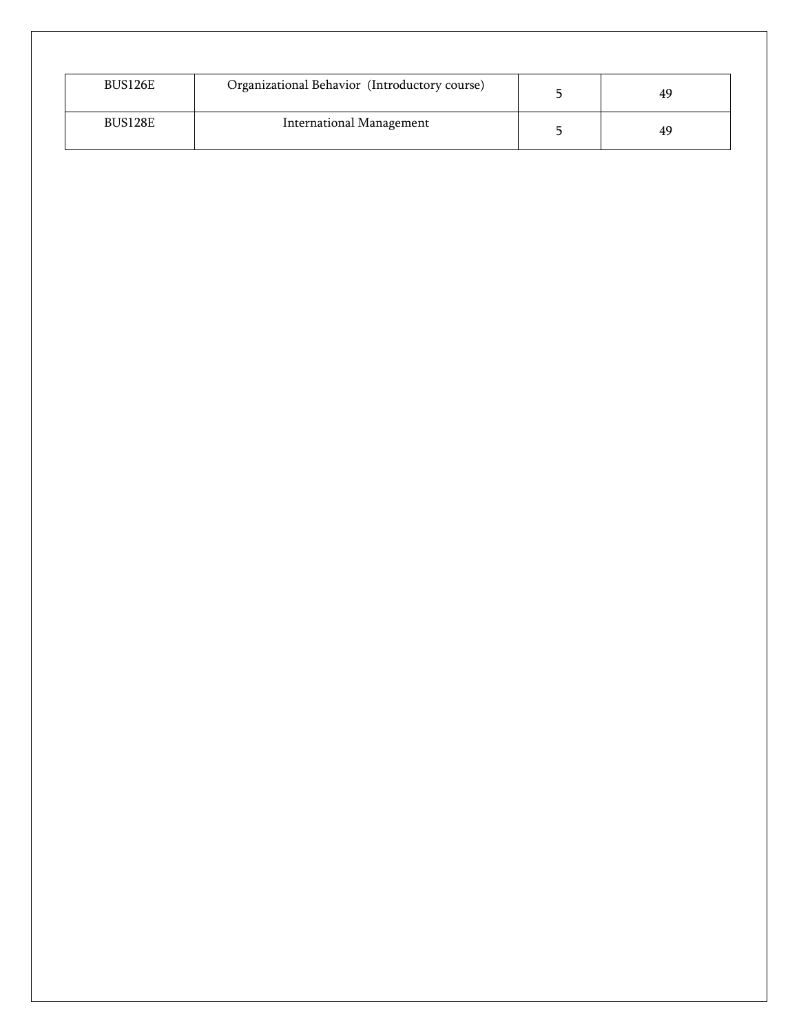| | | | |
|---|---|---|---|
| BUS126E | Organizational Behavior (Introductory course) | 5 | 49 |
| BUS128E | International Management | 5 | 49 |